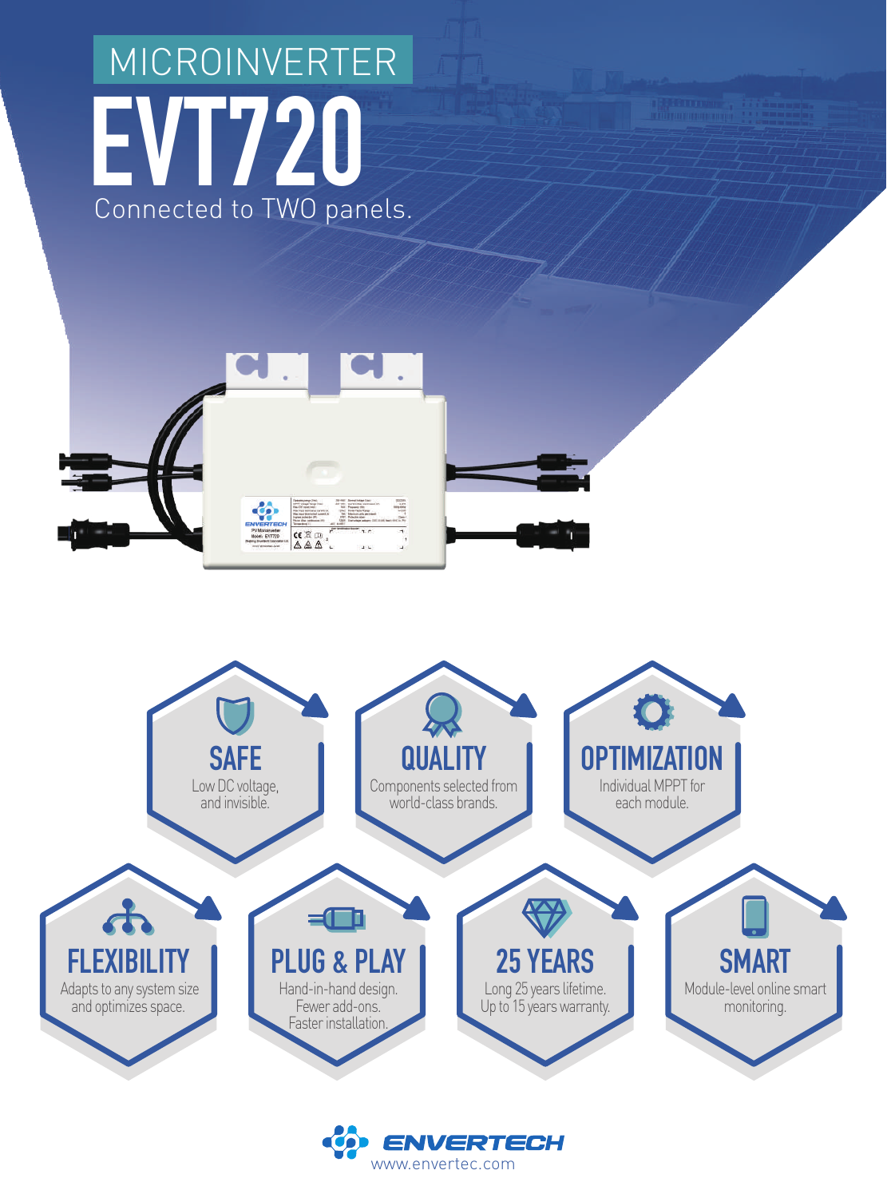# MICROINVERTER

# EVT720

Connected to TWO panels.

### SAFE
Low DC voltage, and invisible.

### QUALITY
Components selected from world-class brands.

### OPTIMIZATION
Individual MPPT for each module.

### FLEXIBILITY
Adapts to any system size and optimizes space.

### PLUG & PLAY
Hand-in-hand design. Fewer add-ons. Faster installation.

### 25 YEARS
Long 25 years lifetime. Up to 15 years warranty.

### SMART
Module-level online smart monitoring.

**ENVERTECH**
www.envertec.com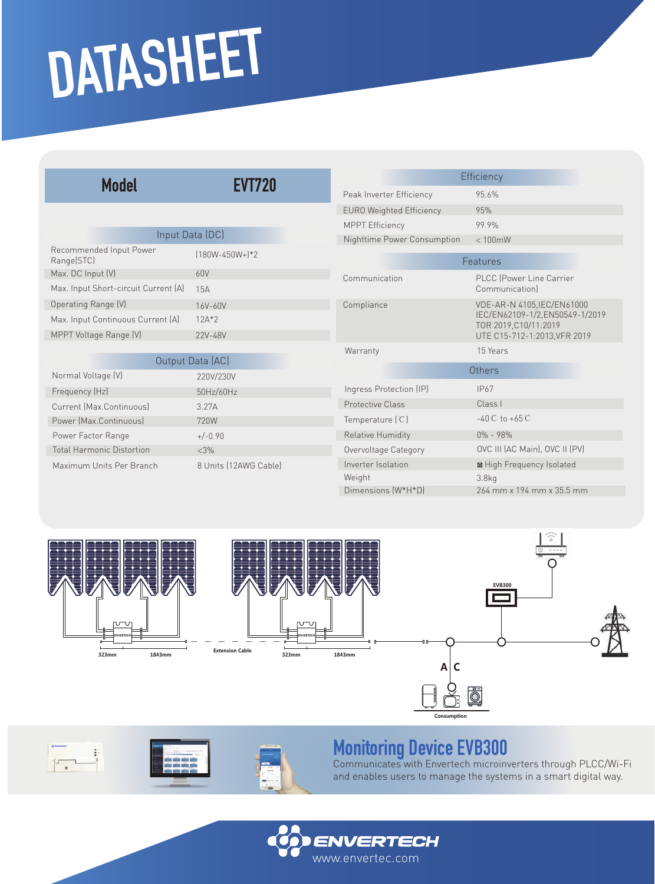# DATASHEET

| Model | EVT720 |
|---|---|
| **Input Data (DC)** | |
| Recommended Input Power Range(STC) | (180W-450W+)*2 |
| Max. DC Input (V) | 60V |
| Max. Input Short-circuit Current (A) | 15A |
| Operating Range (V) | 16V-60V |
| Max. Input Continuous Current (A) | 12A*2 |
| MPPT Voltage Range (V) | 22V-48V |
| **Output Data (AC)** | |
| Normal Voltage (V) | 220V/230V |
| Frequency (Hz) | 50Hz/60Hz |
| Current (Max.Continuous) | 3.27A |
| Power (Max.Continuous) | 720W |
| Power Factor Range | +/-0.90 |
| Total Harmonic Distortion | <3% |
| Maximum Units Per Branch | 8 Units (12AWG Cable) |

| Efficiency | |
|---|---|
| Peak Inverter Efficiency | 95.6% |
| EURO Weighted Efficiency | 95% |
| MPPT Efficiency | 99.9% |
| Nighttime Power Consumption | < 100mW |
| **Features** | |
| Communication | PLCC (Power Line Carrier Communication) |
| Compliance | VDE-AR-N 4105,IEC/EN61000 IEC/EN62109-1/2,EN50549-1/2019 TOR 2019,C10/11:2019 UTE C15-712-1:2013,VFR 2019 |
| Warranty | 15 Years |
| **Others** | |
| Ingress Protection (IP) | IP67 |
| Protective Class | Class I |
| Temperature (C) | -40 C to +65 C |
| Relative Humidity | 0% - 98% |
| Overvoltage Category | OVC III (AC Main), OVC II (PV) |
| Inverter Isolation | ⊠ High Frequency Isolated |
| Weight | 3.8kg |
| Dimensions (W*H*D) | 264 mm x 194 mm x 35.5 mm |

EVB300

323mm
1843mm
Extension Cable
323mm
1843mm
AC
Consumption

## Monitoring Device EVB300

Communicates with Envertech microinverters through PLCC/Wi-Fi and enables users to manage the systems in a smart digital way.

ENVERTECH
www.envertec.com